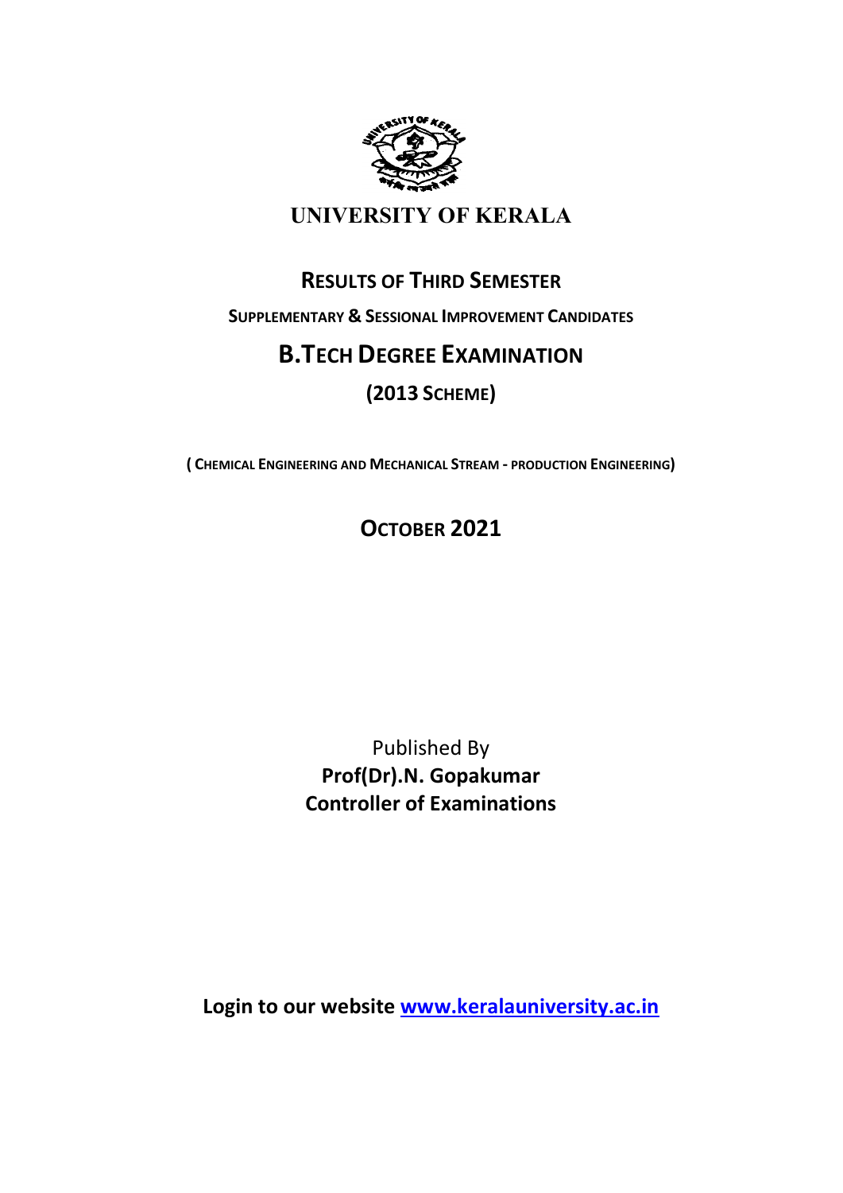# UNIVERSITY OF KERALA

## RESULTS OF THIRD SEMESTER

**SUPPLEMENTARY & SESSIONAL IMPROVEMENT CANDIDATES**

## B.TECH DEGREE EXAMINATION

### (2013 SCHEME)

**( CHEMICAL ENGINEERING AND MECHANICAL STREAM - PRODUCTION ENGINEERING)**

## OCTOBER 2021

Published By
**Prof(Dr).N. Gopakumar**
**Controller of Examinations**

**Login to our website [www.keralauniversity.ac.in](www.keralauniversity.ac.in)**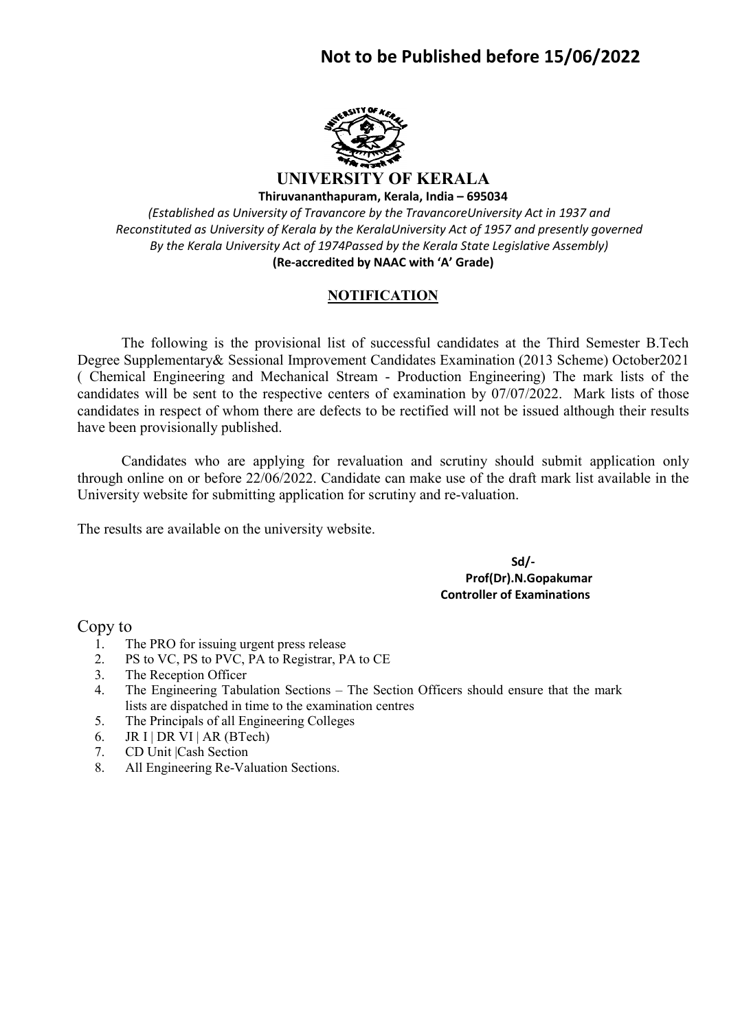# Not to be Published before 15/06/2022

## UNIVERSITY OF KERALA

**Thiruvananthapuram, Kerala, India – 695034**

*(Established as University of Travancore by the TravancoreUniversity Act in 1937 and Reconstituted as University of Kerala by the KeralaUniversity Act of 1957 and presently governed By the Kerala University Act of 1974Passed by the Kerala State Legislative Assembly)*

**(Re-accredited by NAAC with 'A' Grade)**

### NOTIFICATION

The following is the provisional list of successful candidates at the Third Semester B.Tech Degree Supplementary& Sessional Improvement Candidates Examination (2013 Scheme) October2021 ( Chemical Engineering and Mechanical Stream - Production Engineering) The mark lists of the candidates will be sent to the respective centers of examination by 07/07/2022. Mark lists of those candidates in respect of whom there are defects to be rectified will not be issued although their results have been provisionally published.

Candidates who are applying for revaluation and scrutiny should submit application only through online on or before 22/06/2022. Candidate can make use of the draft mark list available in the University website for submitting application for scrutiny and re-valuation.

The results are available on the university website.

**Sd/-**
**Prof(Dr).N.Gopakumar**
**Controller of Examinations**

Copy to

1. The PRO for issuing urgent press release
2. PS to VC, PS to PVC, PA to Registrar, PA to CE
3. The Reception Officer
4. The Engineering Tabulation Sections – The Section Officers should ensure that the mark lists are dispatched in time to the examination centres
5. The Principals of all Engineering Colleges
6. JR I | DR VI | AR (BTech)
7. CD Unit |Cash Section
8. All Engineering Re-Valuation Sections.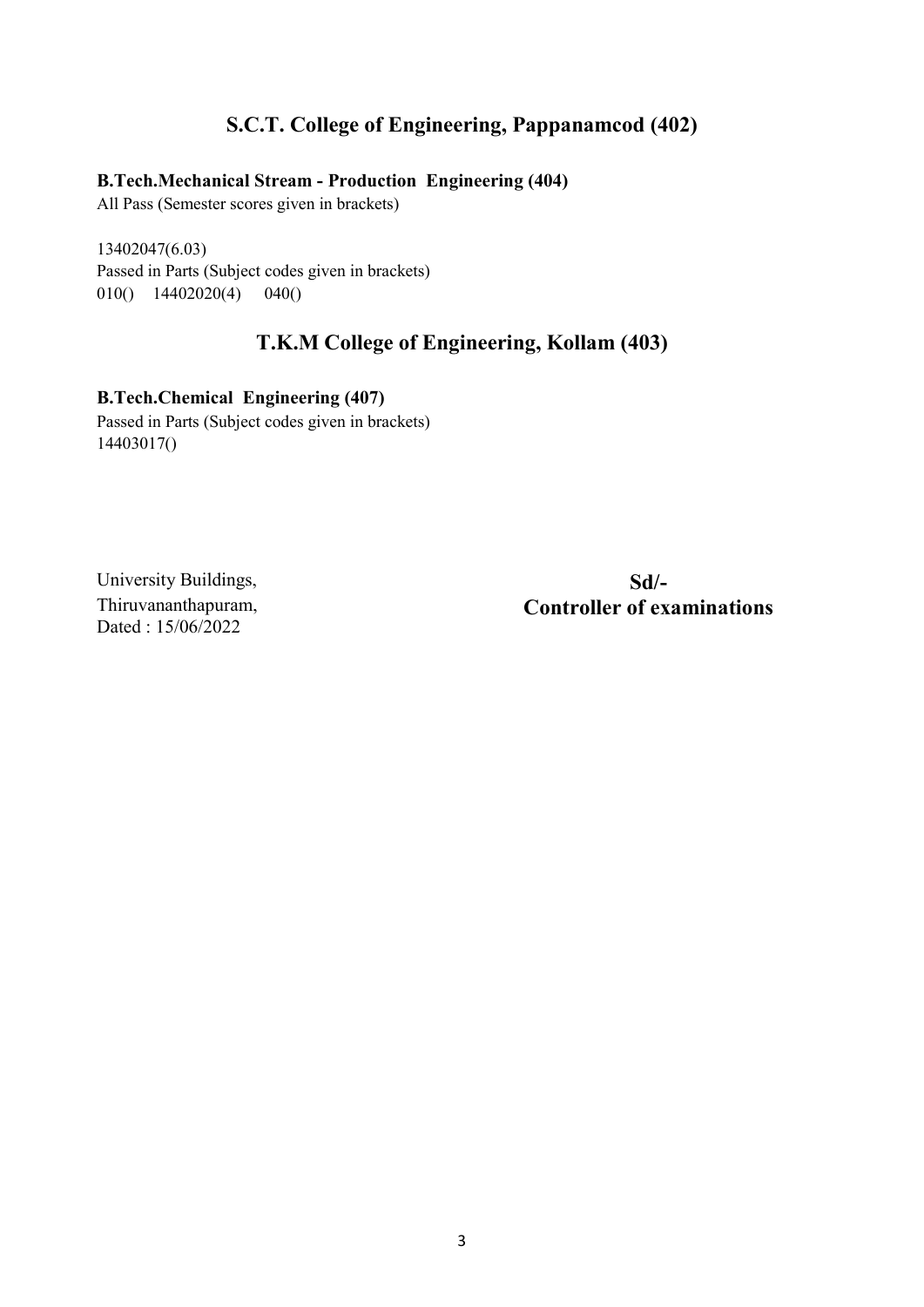## S.C.T. College of Engineering, Pappanamcod (402)

**B.Tech.Mechanical Stream - Production Engineering (404)**

All Pass (Semester scores given in brackets)

13402047(6.03)

Passed in Parts (Subject codes given in brackets)

010() 14402020(4) 040()

## T.K.M College of Engineering, Kollam (403)

**B.Tech.Chemical Engineering (407)**

Passed in Parts (Subject codes given in brackets)

14403017()

University Buildings,
Thiruvananthapuram,
Dated : 15/06/2022

**Sd/-**
**Controller of examinations**